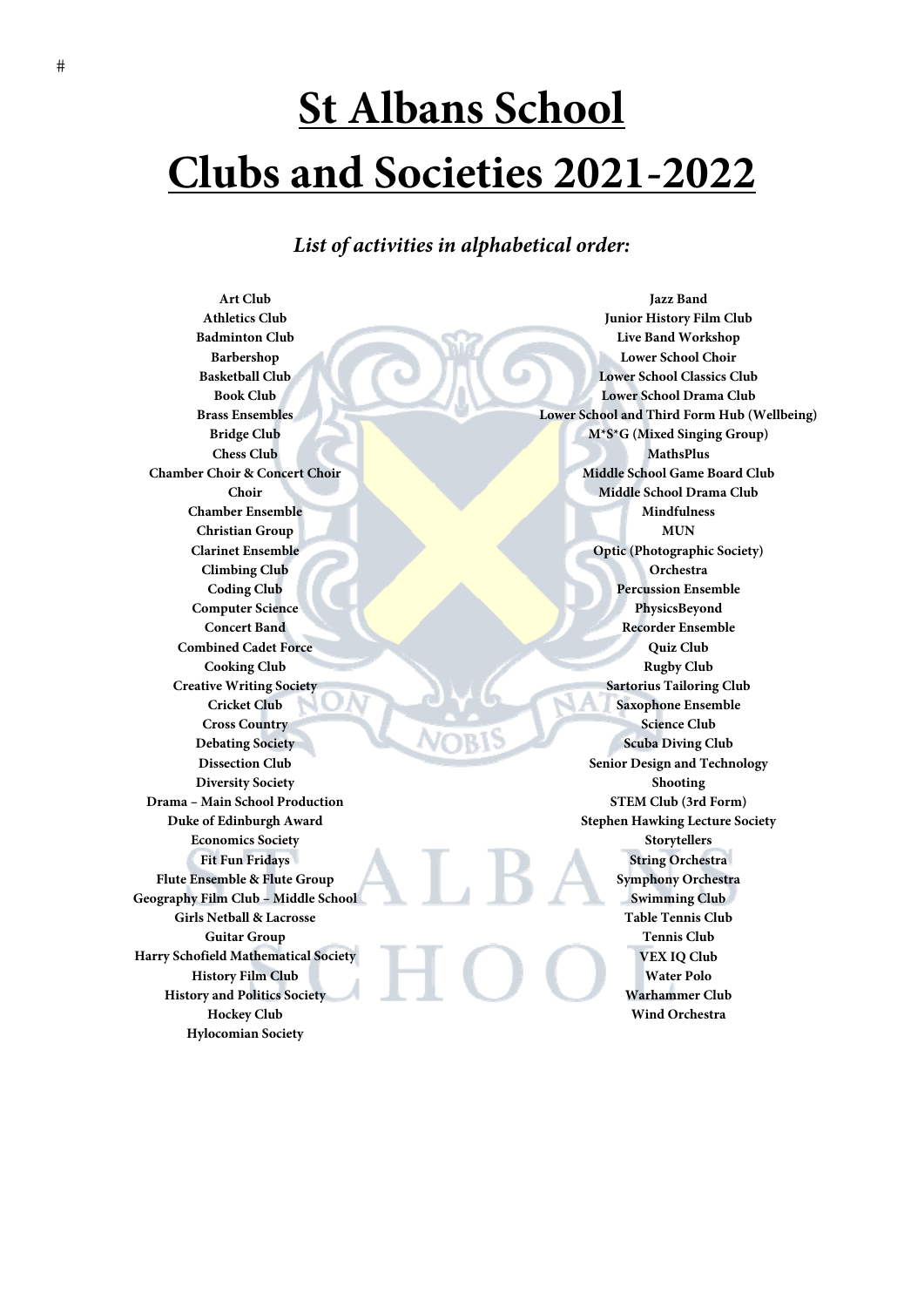# St Albans School

# Clubs and Societies 2021-2022

*List of activities in alphabetical order:*

**Art Club**
**Athletics Club**
**Badminton Club**
**Barbershop**
**Basketball Club**
**Book Club**
**Brass Ensembles**
**Bridge Club**
**Chess Club**
**Chamber Choir & Concert Choir**
**Choir**
**Chamber Ensemble**
**Christian Group**
**Clarinet Ensemble**
**Climbing Club**
**Coding Club**
**Computer Science**
**Concert Band**
**Combined Cadet Force**
**Cooking Club**
**Creative Writing Society**
**Cricket Club**
**Cross Country**
**Debating Society**
**Dissection Club**
**Diversity Society**
**Drama – Main School Production**
**Duke of Edinburgh Award**
**Economics Society**
**Fit Fun Fridays**
**Flute Ensemble & Flute Group**
**Geography Film Club – Middle School**
**Girls Netball & Lacrosse**
**Guitar Group**
**Harry Schofield Mathematical Society**
**History Film Club**
**History and Politics Society**
**Hockey Club**
**Hylocomian Society**
**Jazz Band**
**Junior History Film Club**
**Live Band Workshop**
**Lower School Choir**
**Lower School Classics Club**
**Lower School Drama Club**
**Lower School and Third Form Hub (Wellbeing)**
**M*S*G (Mixed Singing Group)**
**MathsPlus**
**Middle School Game Board Club**
**Middle School Drama Club**
**Mindfulness**
**MUN**
**Optic (Photographic Society)**
**Orchestra**
**Percussion Ensemble**
**PhysicsBeyond**
**Recorder Ensemble**
**Quiz Club**
**Rugby Club**
**Sartorius Tailoring Club**
**Saxophone Ensemble**
**Science Club**
**Scuba Diving Club**
**Senior Design and Technology**
**Shooting**
**STEM Club (3rd Form)**
**Stephen Hawking Lecture Society**
**Storytellers**
**String Orchestra**
**Symphony Orchestra**
**Swimming Club**
**Table Tennis Club**
**Tennis Club**
**VEX IQ Club**
**Water Polo**
**Warhammer Club**
**Wind Orchestra**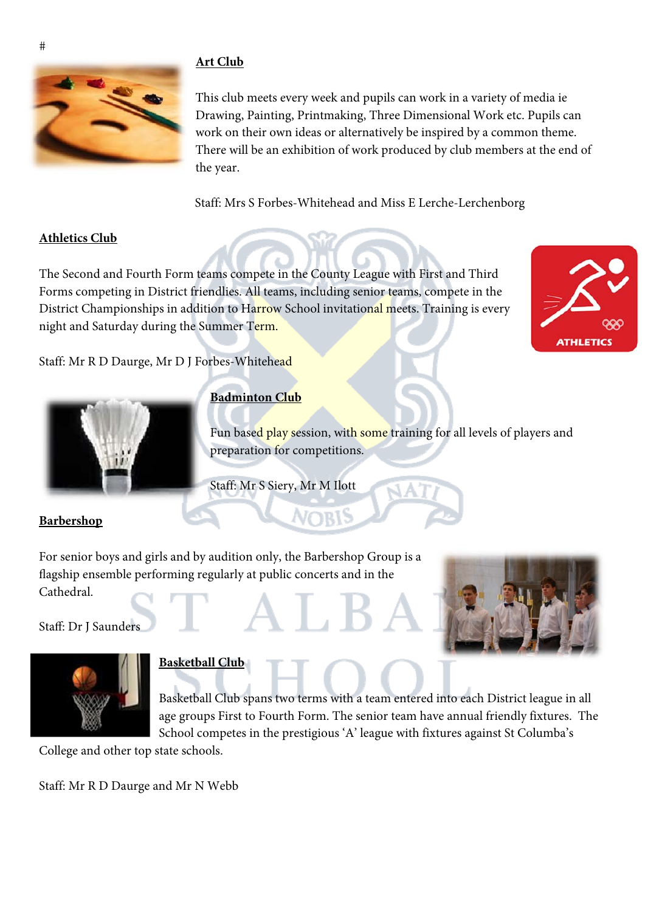#

## Art Club

This club meets every week and pupils can work in a variety of media ie Drawing, Painting, Printmaking, Three Dimensional Work etc. Pupils can work on their own ideas or alternatively be inspired by a common theme. There will be an exhibition of work produced by club members at the end of the year.

Staff: Mrs S Forbes-Whitehead and Miss E Lerche-Lerchenborg

## Athletics Club

The Second and Fourth Form teams compete in the County League with First and Third Forms competing in District friendlies. All teams, including senior teams, compete in the District Championships in addition to Harrow School invitational meets. Training is every night and Saturday during the Summer Term.

Staff: Mr R D Daurge, Mr D J Forbes-Whitehead

## Badminton Club

Fun based play session, with some training for all levels of players and preparation for competitions.

Staff: Mr S Siery, Mr M Ilott

## Barbershop

For senior boys and girls and by audition only, the Barbershop Group is a flagship ensemble performing regularly at public concerts and in the Cathedral.

Staff: Dr J Saunders

## Basketball Club

Basketball Club spans two terms with a team entered into each District league in all age groups First to Fourth Form. The senior team have annual friendly fixtures. The School competes in the prestigious 'A' league with fixtures against St Columba's College and other top state schools.

Staff: Mr R D Daurge and Mr N Webb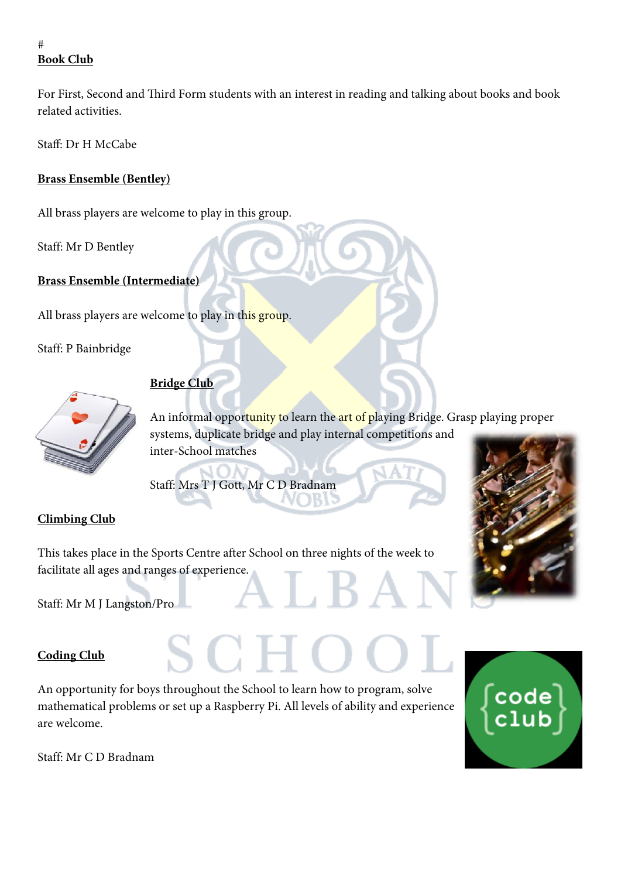#

**Book Club**

For First, Second and Third Form students with an interest in reading and talking about books and book related activities.

Staff: Dr H McCabe

**Brass Ensemble (Bentley)**

All brass players are welcome to play in this group.

Staff: Mr D Bentley

**Brass Ensemble (Intermediate)**

All brass players are welcome to play in this group.

Staff: P Bainbridge

**Bridge Club**

An informal opportunity to learn the art of playing Bridge. Grasp playing proper systems, duplicate bridge and play internal competitions and inter-School matches

Staff: Mrs T J Gott, Mr C D Bradnam

**Climbing Club**

This takes place in the Sports Centre after School on three nights of the week to facilitate all ages and ranges of experience.

Staff: Mr M J Langston/Pro

**Coding Club**

An opportunity for boys throughout the School to learn how to program, solve mathematical problems or set up a Raspberry Pi. All levels of ability and experience are welcome.

Staff: Mr C D Bradnam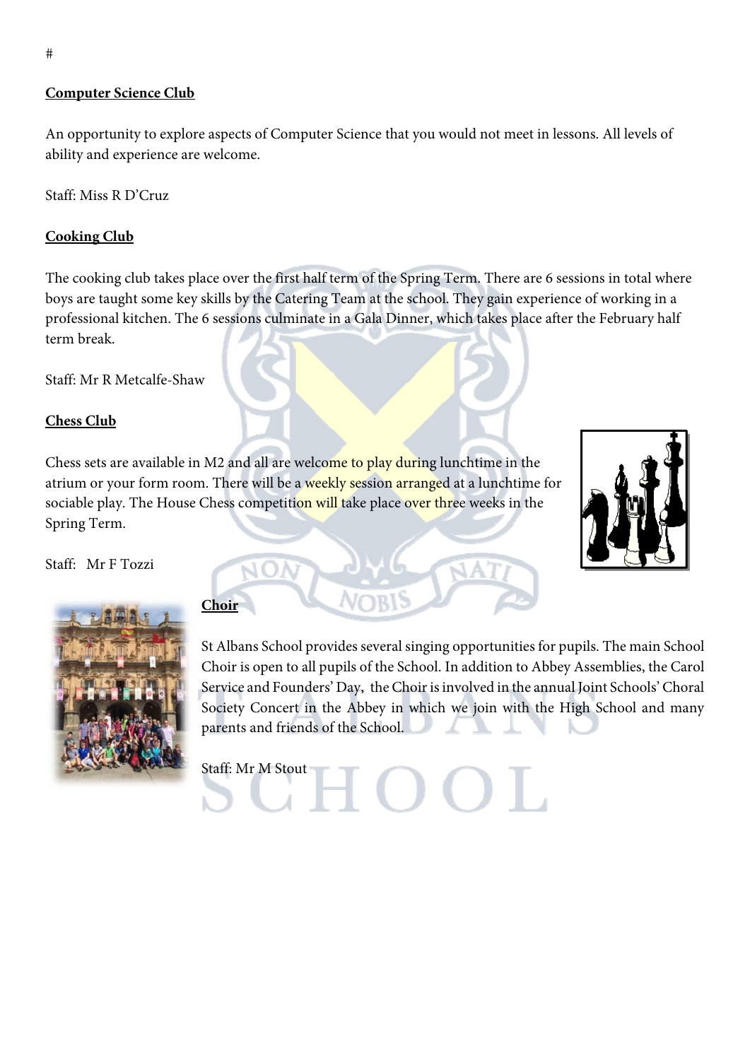#

**Computer Science Club**

An opportunity to explore aspects of Computer Science that you would not meet in lessons. All levels of ability and experience are welcome.

Staff: Miss R D'Cruz

**Cooking Club**

The cooking club takes place over the first half term of the Spring Term. There are 6 sessions in total where boys are taught some key skills by the Catering Team at the school. They gain experience of working in a professional kitchen. The 6 sessions culminate in a Gala Dinner, which takes place after the February half term break.

Staff: Mr R Metcalfe-Shaw

**Chess Club**

Chess sets are available in M2 and all are welcome to play during lunchtime in the atrium or your form room. There will be a weekly session arranged at a lunchtime for sociable play. The House Chess competition will take place over three weeks in the Spring Term.

Staff: Mr F Tozzi

**Choir**

St Albans School provides several singing opportunities for pupils. The main School Choir is open to all pupils of the School. In addition to Abbey Assemblies, the Carol Service and Founders' Day, the Choir is involved in the annual Joint Schools' Choral Society Concert in the Abbey in which we join with the High School and many parents and friends of the School.

Staff: Mr M Stout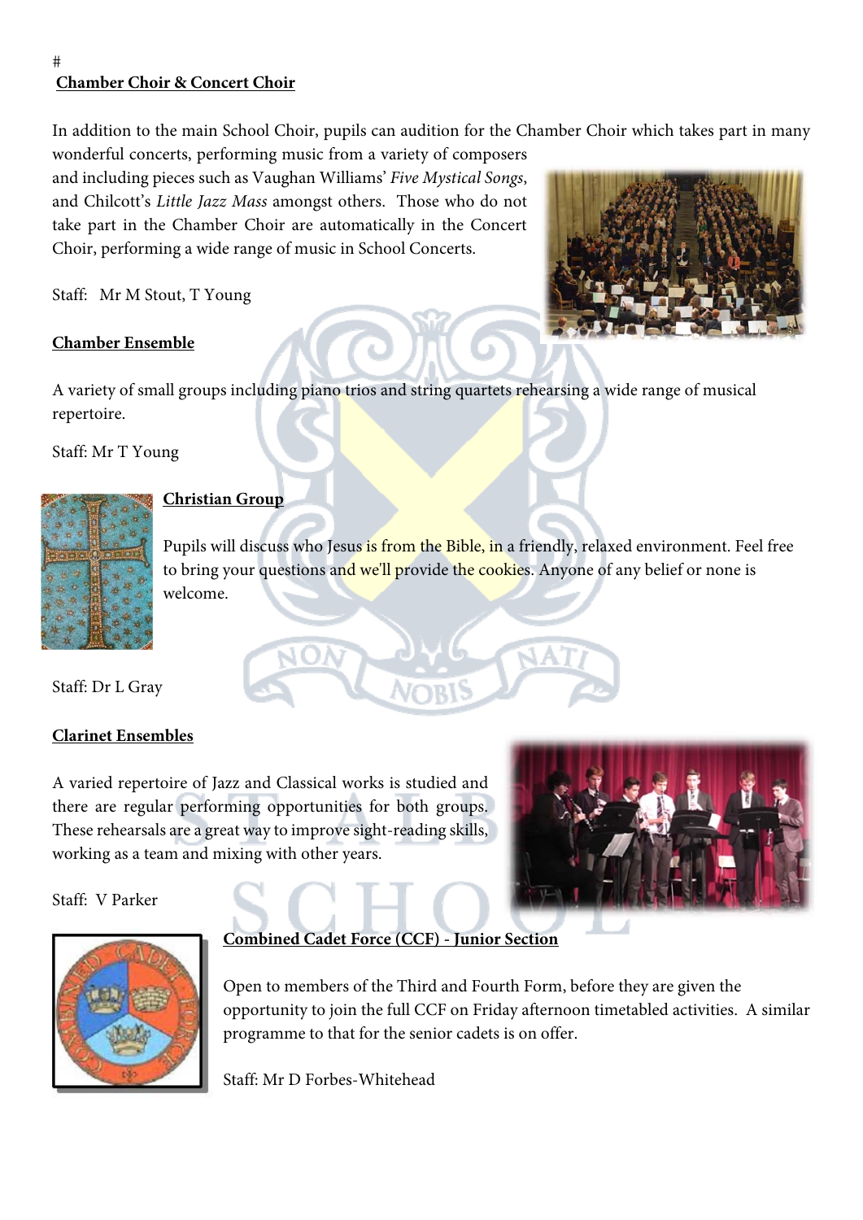#

**Chamber Choir & Concert Choir**

In addition to the main School Choir, pupils can audition for the Chamber Choir which takes part in many wonderful concerts, performing music from a variety of composers and including pieces such as Vaughan Williams' *Five Mystical Songs*, and Chilcott's *Little Jazz Mass* amongst others. Those who do not take part in the Chamber Choir are automatically in the Concert Choir, performing a wide range of music in School Concerts.

Staff: Mr M Stout, T Young

**Chamber Ensemble**

A variety of small groups including piano trios and string quartets rehearsing a wide range of musical repertoire.

Staff: Mr T Young

**Christian Group**

Pupils will discuss who Jesus is from the Bible, in a friendly, relaxed environment. Feel free to bring your questions and we'll provide the cookies. Anyone of any belief or none is welcome.

Staff: Dr L Gray

**Clarinet Ensembles**

A varied repertoire of Jazz and Classical works is studied and there are regular performing opportunities for both groups. These rehearsals are a great way to improve sight-reading skills, working as a team and mixing with other years.

Staff: V Parker

**Combined Cadet Force (CCF) - Junior Section**

Open to members of the Third and Fourth Form, before they are given the opportunity to join the full CCF on Friday afternoon timetabled activities. A similar programme to that for the senior cadets is on offer.

Staff: Mr D Forbes-Whitehead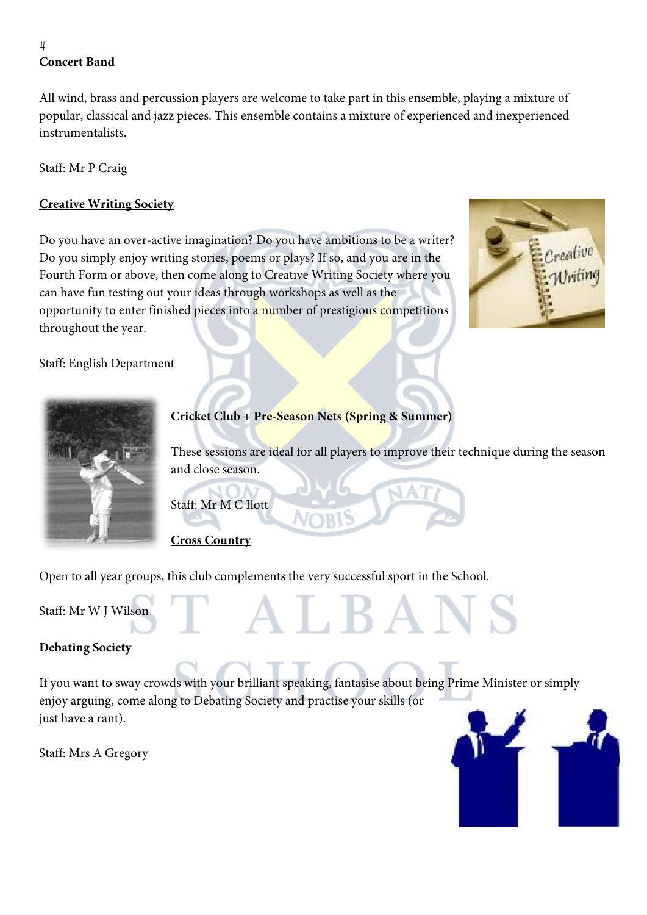#
**Concert Band**

All wind, brass and percussion players are welcome to take part in this ensemble, playing a mixture of popular, classical and jazz pieces. This ensemble contains a mixture of experienced and inexperienced instrumentalists.

Staff: Mr P Craig

**Creative Writing Society**

Do you have an over-active imagination? Do you have ambitions to be a writer? Do you simply enjoy writing stories, poems or plays? If so, and you are in the Fourth Form or above, then come along to Creative Writing Society where you can have fun testing out your ideas through workshops as well as the opportunity to enter finished pieces into a number of prestigious competitions throughout the year.

Staff: English Department

**Cricket Club + Pre-Season Nets (Spring & Summer)**

These sessions are ideal for all players to improve their technique during the season and close season.

Staff: Mr M C Ilott

**Cross Country**

Open to all year groups, this club complements the very successful sport in the School.

Staff: Mr W J Wilson

**Debating Society**

If you want to sway crowds with your brilliant speaking, fantasise about being Prime Minister or simply enjoy arguing, come along to Debating Society and practise your skills (or just have a rant).

Staff: Mrs A Gregory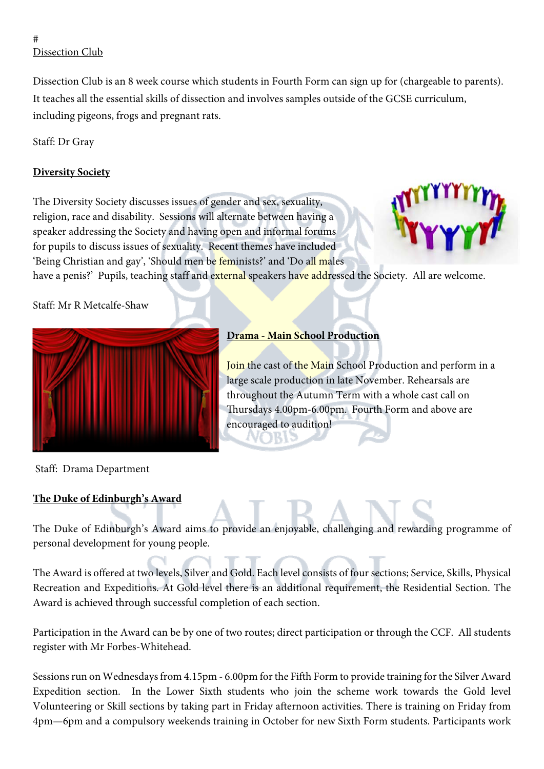#
Dissection Club

Dissection Club is an 8 week course which students in Fourth Form can sign up for (chargeable to parents). It teaches all the essential skills of dissection and involves samples outside of the GCSE curriculum, including pigeons, frogs and pregnant rats.

Staff: Dr Gray

**Diversity Society**

The Diversity Society discusses issues of gender and sex, sexuality, religion, race and disability. Sessions will alternate between having a speaker addressing the Society and having open and informal forums for pupils to discuss issues of sexuality. Recent themes have included 'Being Christian and gay', 'Should men be feminists?' and 'Do all males have a penis?' Pupils, teaching staff and external speakers have addressed the Society. All are welcome.

Staff: Mr R Metcalfe-Shaw

**Drama - Main School Production**

Join the cast of the Main School Production and perform in a large scale production in late November. Rehearsals are throughout the Autumn Term with a whole cast call on Thursdays 4.00pm-6.00pm. Fourth Form and above are encouraged to audition!

Staff: Drama Department

**The Duke of Edinburgh's Award**

The Duke of Edinburgh's Award aims to provide an enjoyable, challenging and rewarding programme of personal development for young people.

The Award is offered at two levels, Silver and Gold. Each level consists of four sections; Service, Skills, Physical Recreation and Expeditions. At Gold level there is an additional requirement, the Residential Section. The Award is achieved through successful completion of each section.

Participation in the Award can be by one of two routes; direct participation or through the CCF. All students register with Mr Forbes-Whitehead.

Sessions run on Wednesdays from 4.15pm - 6.00pm for the Fifth Form to provide training for the Silver Award Expedition section. In the Lower Sixth students who join the scheme work towards the Gold level Volunteering or Skill sections by taking part in Friday afternoon activities. There is training on Friday from 4pm—6pm and a compulsory weekends training in October for new Sixth Form students. Participants work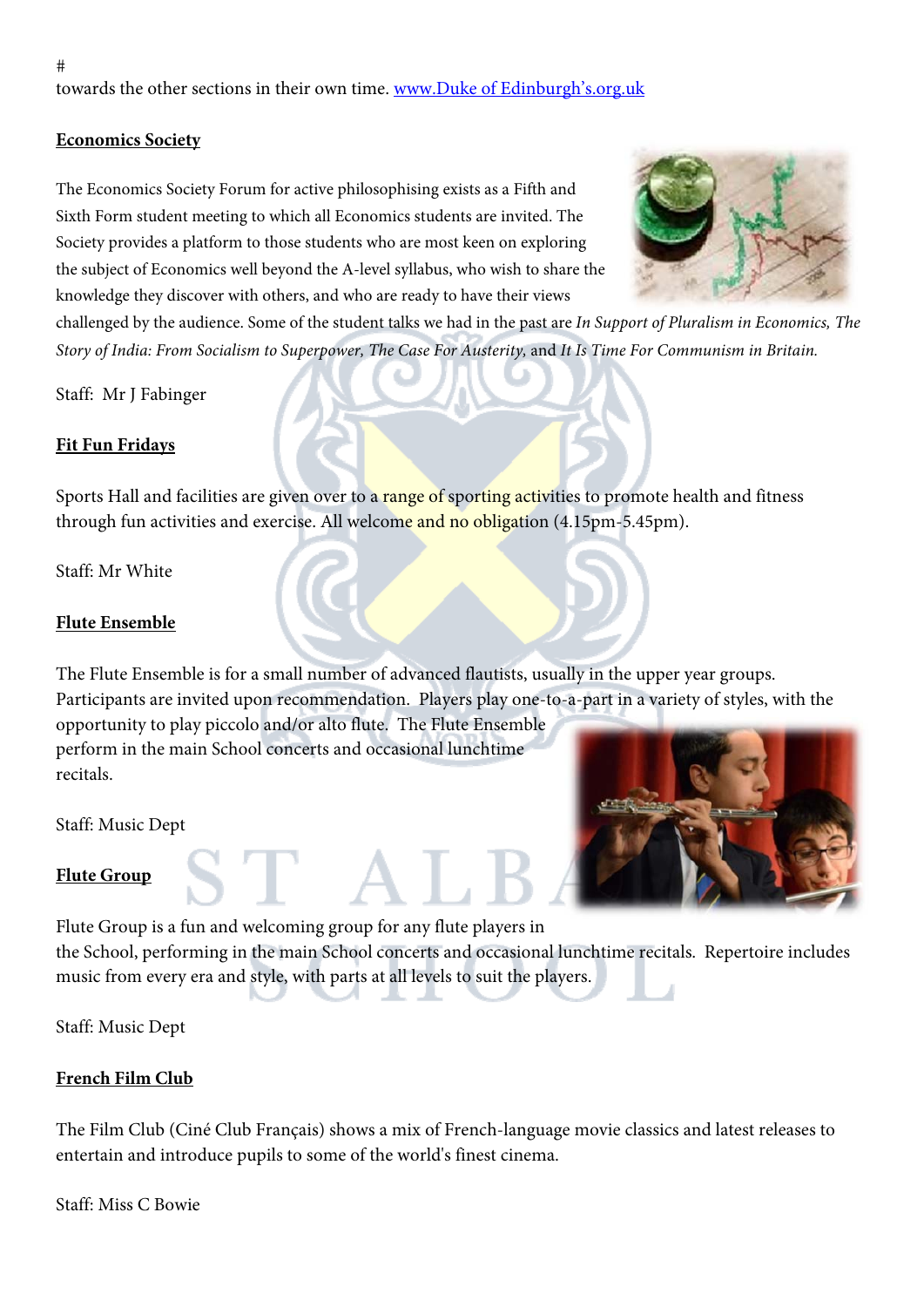#
towards the other sections in their own time. [www.Duke of Edinburgh's.org.uk](www.Duke of Edinburgh's.org.uk)

**Economics Society**

The Economics Society Forum for active philosophising exists as a Fifth and Sixth Form student meeting to which all Economics students are invited. The Society provides a platform to those students who are most keen on exploring the subject of Economics well beyond the A-level syllabus, who wish to share the knowledge they discover with others, and who are ready to have their views challenged by the audience. Some of the student talks we had in the past are *In Support of Pluralism in Economics, The Story of India: From Socialism to Superpower, The Case For Austerity,* and *It Is Time For Communism in Britain.*

Staff: Mr J Fabinger

**Fit Fun Fridays**

Sports Hall and facilities are given over to a range of sporting activities to promote health and fitness through fun activities and exercise. All welcome and no obligation (4.15pm-5.45pm).

Staff: Mr White

**Flute Ensemble**

The Flute Ensemble is for a small number of advanced flautists, usually in the upper year groups. Participants are invited upon recommendation. Players play one-to-a-part in a variety of styles, with the opportunity to play piccolo and/or alto flute. The Flute Ensemble perform in the main School concerts and occasional lunchtime recitals.

Staff: Music Dept

**Flute Group**

Flute Group is a fun and welcoming group for any flute players in the School, performing in the main School concerts and occasional lunchtime recitals. Repertoire includes music from every era and style, with parts at all levels to suit the players.

Staff: Music Dept

**French Film Club**

The Film Club (Ciné Club Français) shows a mix of French-language movie classics and latest releases to entertain and introduce pupils to some of the world's finest cinema.

Staff: Miss C Bowie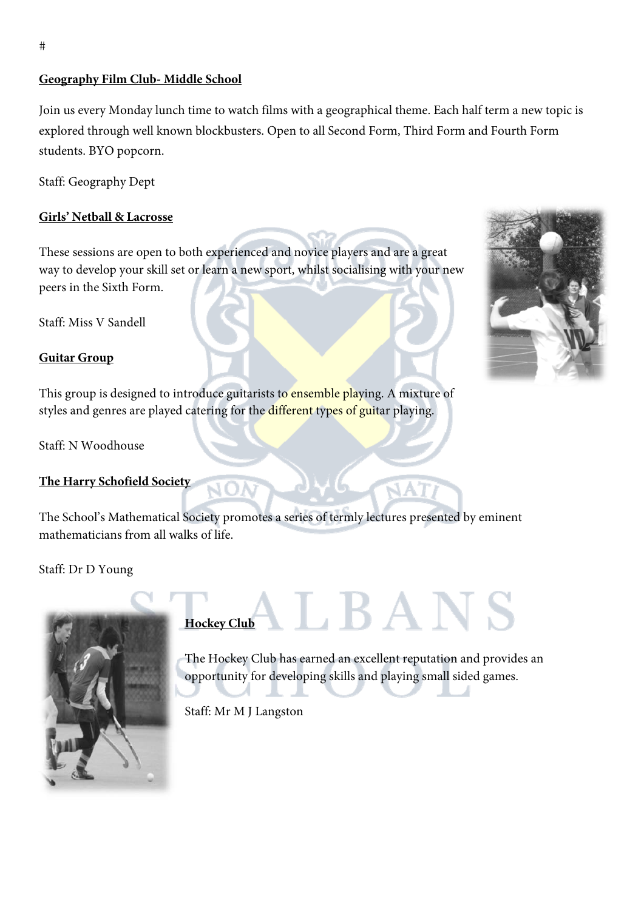#

**Geography Film Club- Middle School**

Join us every Monday lunch time to watch films with a geographical theme. Each half term a new topic is explored through well known blockbusters. Open to all Second Form, Third Form and Fourth Form students. BYO popcorn.

Staff: Geography Dept

**Girls' Netball & Lacrosse**

These sessions are open to both experienced and novice players and are a great way to develop your skill set or learn a new sport, whilst socialising with your new peers in the Sixth Form.

Staff: Miss V Sandell

**Guitar Group**

This group is designed to introduce guitarists to ensemble playing. A mixture of styles and genres are played catering for the different types of guitar playing.

Staff: N Woodhouse

**The Harry Schofield Society**

The School's Mathematical Society promotes a series of termly lectures presented by eminent mathematicians from all walks of life.

Staff: Dr D Young

**Hockey Club**

The Hockey Club has earned an excellent reputation and provides an opportunity for developing skills and playing small sided games.

Staff: Mr M J Langston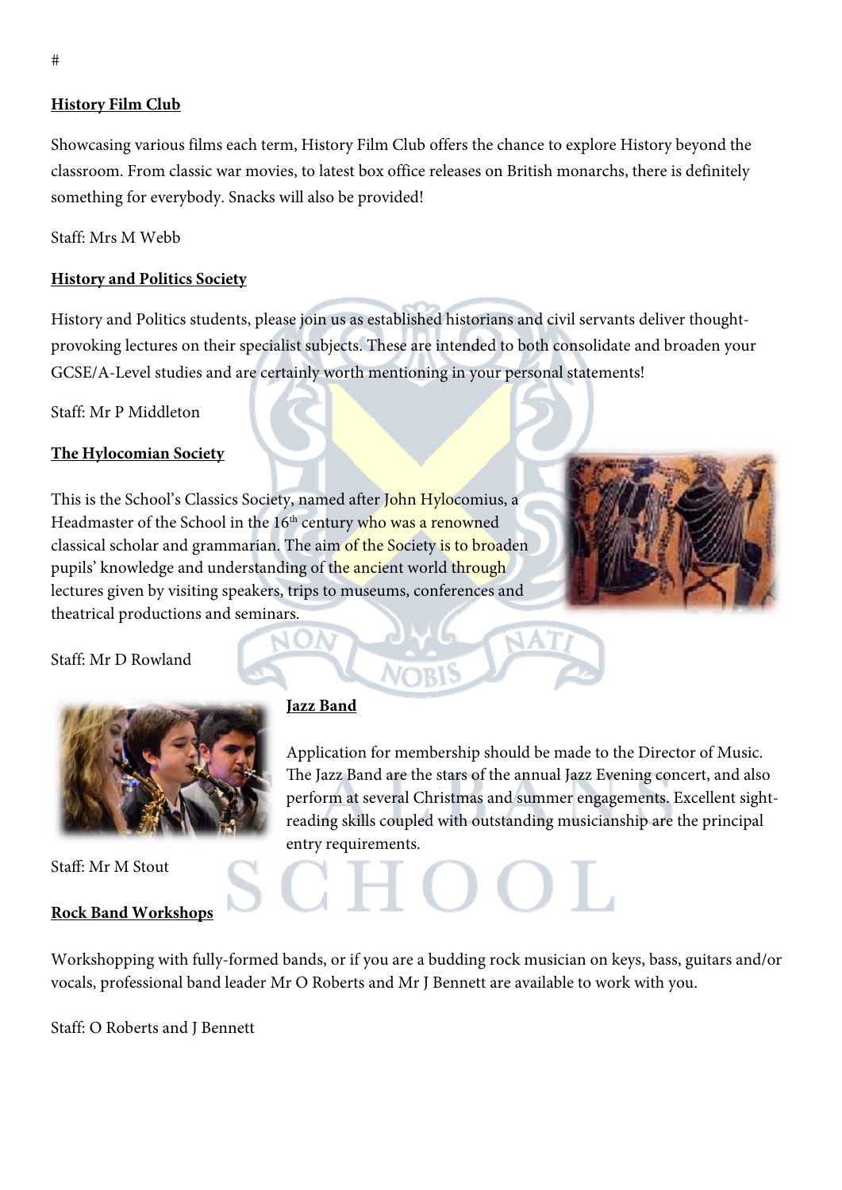#

**History Film Club**

Showcasing various films each term, History Film Club offers the chance to explore History beyond the classroom. From classic war movies, to latest box office releases on British monarchs, there is definitely something for everybody. Snacks will also be provided!

Staff: Mrs M Webb

**History and Politics Society**

History and Politics students, please join us as established historians and civil servants deliver thought-provoking lectures on their specialist subjects. These are intended to both consolidate and broaden your GCSE/A-Level studies and are certainly worth mentioning in your personal statements!

Staff: Mr P Middleton

**The Hylocomian Society**

This is the School's Classics Society, named after John Hylocomius, a Headmaster of the School in the 16th century who was a renowned classical scholar and grammarian. The aim of the Society is to broaden pupils' knowledge and understanding of the ancient world through lectures given by visiting speakers, trips to museums, conferences and theatrical productions and seminars.

Staff: Mr D Rowland

**Jazz Band**

Application for membership should be made to the Director of Music. The Jazz Band are the stars of the annual Jazz Evening concert, and also perform at several Christmas and summer engagements. Excellent sight-reading skills coupled with outstanding musicianship are the principal entry requirements.

Staff: Mr M Stout

**Rock Band Workshops**

Workshopping with fully-formed bands, or if you are a budding rock musician on keys, bass, guitars and/or vocals, professional band leader Mr O Roberts and Mr J Bennett are available to work with you.

Staff: O Roberts and J Bennett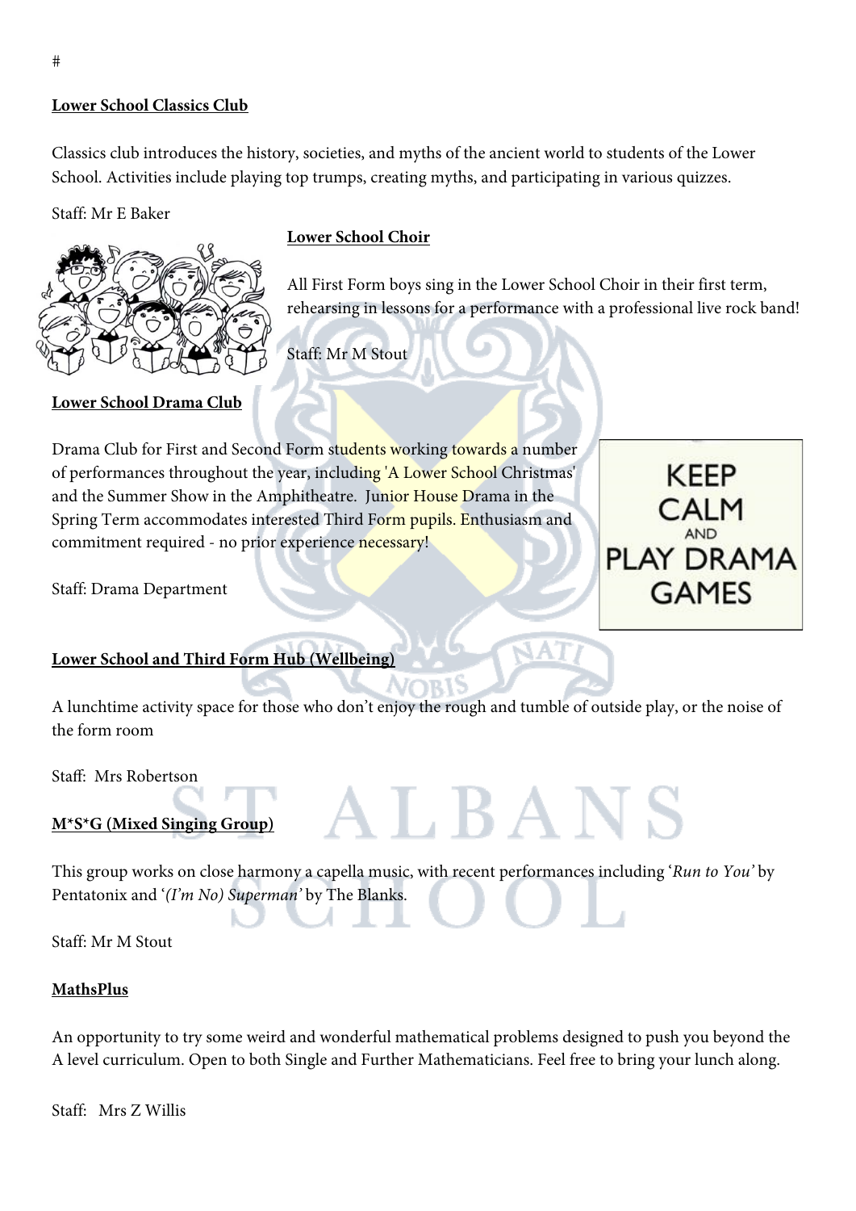#

**Lower School Classics Club**

Classics club introduces the history, societies, and myths of the ancient world to students of the Lower School. Activities include playing top trumps, creating myths, and participating in various quizzes.

Staff: Mr E Baker

**Lower School Choir**

All First Form boys sing in the Lower School Choir in their first term, rehearsing in lessons for a performance with a professional live rock band!

Staff: Mr M Stout

**Lower School Drama Club**

Drama Club for First and Second Form students working towards a number of performances throughout the year, including 'A Lower School Christmas' and the Summer Show in the Amphitheatre. Junior House Drama in the Spring Term accommodates interested Third Form pupils. Enthusiasm and commitment required - no prior experience necessary!

Staff: Drama Department

**Lower School and Third Form Hub (Wellbeing)**

A lunchtime activity space for those who don't enjoy the rough and tumble of outside play, or the noise of the form room

Staff: Mrs Robertson

**M*S*G (Mixed Singing Group)**

This group works on close harmony a capella music, with recent performances including '*Run to You*' by Pentatonix and '*(I'm No) Superman*' by The Blanks.

Staff: Mr M Stout

**MathsPlus**

An opportunity to try some weird and wonderful mathematical problems designed to push you beyond the A level curriculum. Open to both Single and Further Mathematicians. Feel free to bring your lunch along.

Staff: Mrs Z Willis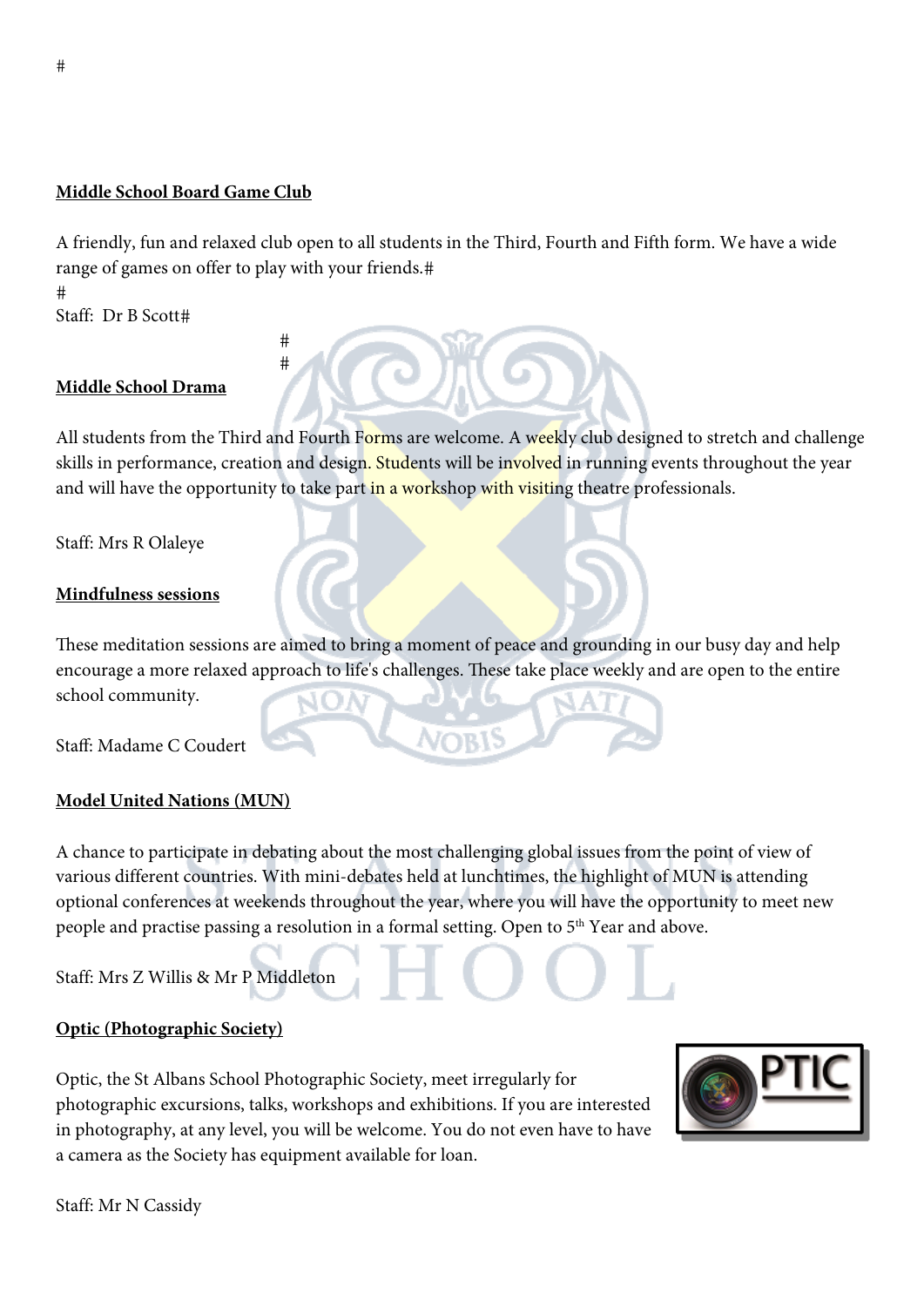#

**Middle School Board Game Club**

A friendly, fun and relaxed club open to all students in the Third, Fourth and Fifth form. We have a wide range of games on offer to play with your friends.#
#
Staff: Dr B Scott#

#
#

**Middle School Drama**

All students from the Third and Fourth Forms are welcome. A weekly club designed to stretch and challenge skills in performance, creation and design. Students will be involved in running events throughout the year and will have the opportunity to take part in a workshop with visiting theatre professionals.

Staff: Mrs R Olaleye

**Mindfulness sessions**

These meditation sessions are aimed to bring a moment of peace and grounding in our busy day and help encourage a more relaxed approach to life's challenges. These take place weekly and are open to the entire school community.

Staff: Madame C Coudert

**Model United Nations (MUN)**

A chance to participate in debating about the most challenging global issues from the point of view of various different countries. With mini-debates held at lunchtimes, the highlight of MUN is attending optional conferences at weekends throughout the year, where you will have the opportunity to meet new people and practise passing a resolution in a formal setting. Open to 5th Year and above.

Staff: Mrs Z Willis & Mr P Middleton

**Optic (Photographic Society)**

Optic, the St Albans School Photographic Society, meet irregularly for photographic excursions, talks, workshops and exhibitions. If you are interested in photography, at any level, you will be welcome. You do not even have to have a camera as the Society has equipment available for loan.

Staff: Mr N Cassidy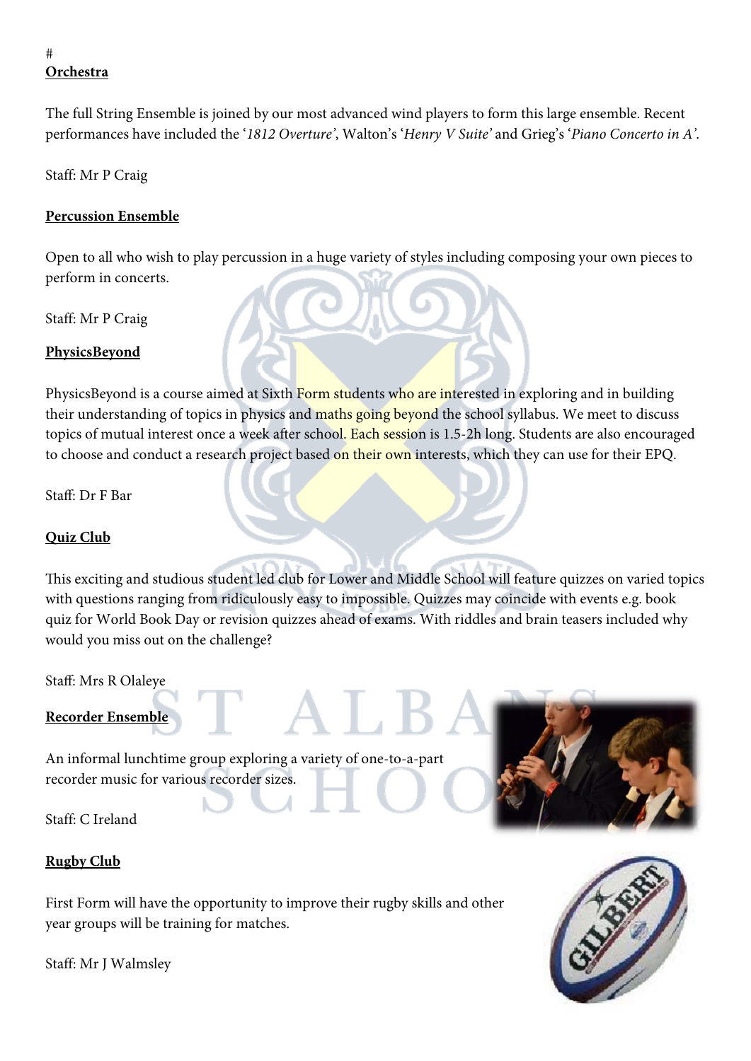#

**Orchestra**

The full String Ensemble is joined by our most advanced wind players to form this large ensemble. Recent performances have included the '*1812 Overture*', Walton's '*Henry V Suite*' and Grieg's '*Piano Concerto in A*'.

Staff: Mr P Craig

**Percussion Ensemble**

Open to all who wish to play percussion in a huge variety of styles including composing your own pieces to perform in concerts.

Staff: Mr P Craig

**PhysicsBeyond**

PhysicsBeyond is a course aimed at Sixth Form students who are interested in exploring and in building their understanding of topics in physics and maths going beyond the school syllabus. We meet to discuss topics of mutual interest once a week after school. Each session is 1.5-2h long. Students are also encouraged to choose and conduct a research project based on their own interests, which they can use for their EPQ.

Staff: Dr F Bar

**Quiz Club**

This exciting and studious student led club for Lower and Middle School will feature quizzes on varied topics with questions ranging from ridiculously easy to impossible. Quizzes may coincide with events e.g. book quiz for World Book Day or revision quizzes ahead of exams. With riddles and brain teasers included why would you miss out on the challenge?

Staff: Mrs R Olaleye

**Recorder Ensemble**

An informal lunchtime group exploring a variety of one-to-a-part recorder music for various recorder sizes.

Staff: C Ireland

**Rugby Club**

First Form will have the opportunity to improve their rugby skills and other year groups will be training for matches.

Staff: Mr J Walmsley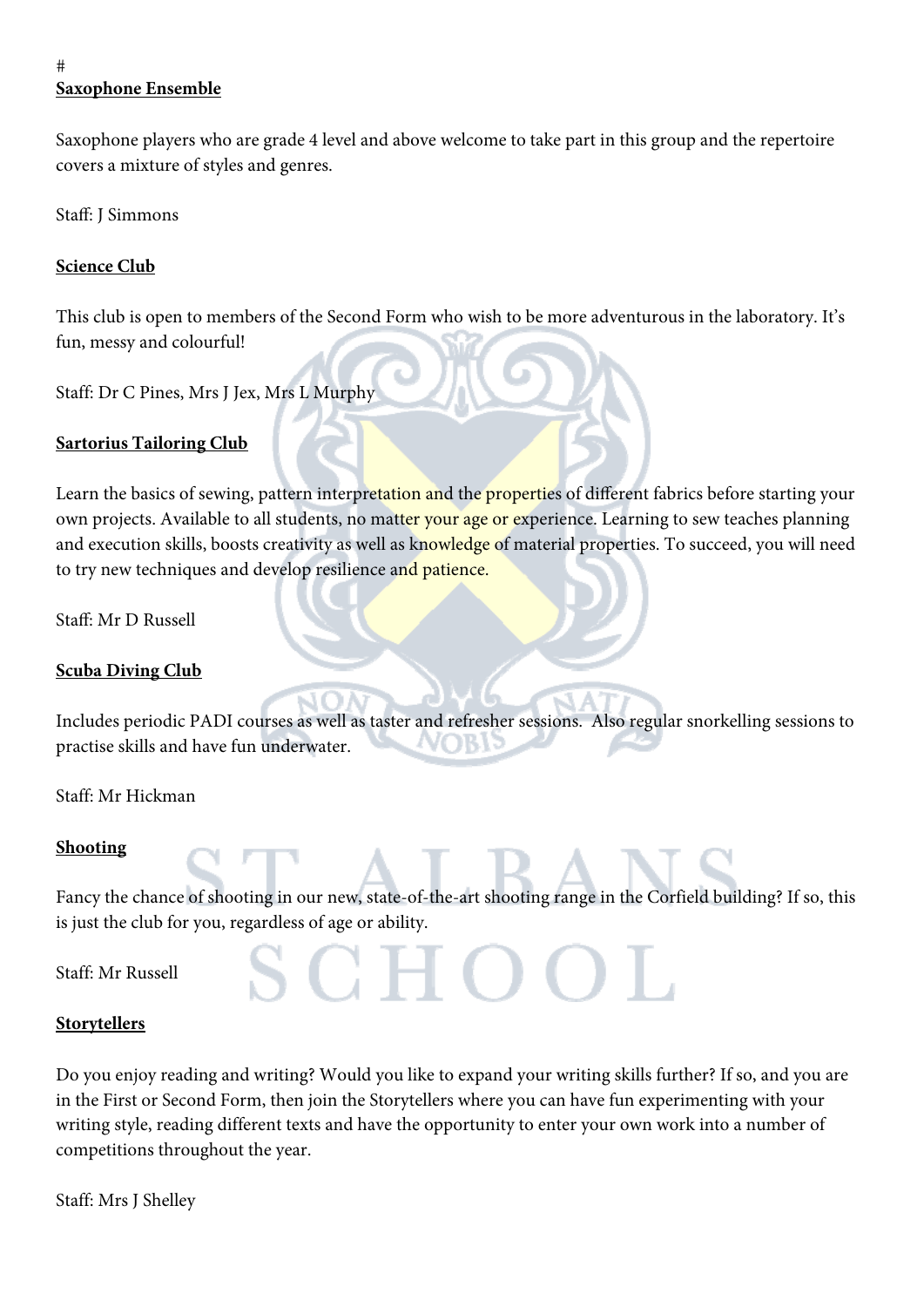#

**Saxophone Ensemble**

Saxophone players who are grade 4 level and above welcome to take part in this group and the repertoire covers a mixture of styles and genres.

Staff: J Simmons

**Science Club**

This club is open to members of the Second Form who wish to be more adventurous in the laboratory. It's fun, messy and colourful!

Staff: Dr C Pines, Mrs J Jex, Mrs L Murphy

**Sartorius Tailoring Club**

Learn the basics of sewing, pattern interpretation and the properties of different fabrics before starting your own projects. Available to all students, no matter your age or experience. Learning to sew teaches planning and execution skills, boosts creativity as well as knowledge of material properties. To succeed, you will need to try new techniques and develop resilience and patience.

Staff: Mr D Russell

**Scuba Diving Club**

Includes periodic PADI courses as well as taster and refresher sessions. Also regular snorkelling sessions to practise skills and have fun underwater.

Staff: Mr Hickman

**Shooting**

Fancy the chance of shooting in our new, state-of-the-art shooting range in the Corfield building? If so, this is just the club for you, regardless of age or ability.

Staff: Mr Russell

**Storytellers**

Do you enjoy reading and writing? Would you like to expand your writing skills further? If so, and you are in the First or Second Form, then join the Storytellers where you can have fun experimenting with your writing style, reading different texts and have the opportunity to enter your own work into a number of competitions throughout the year.

Staff: Mrs J Shelley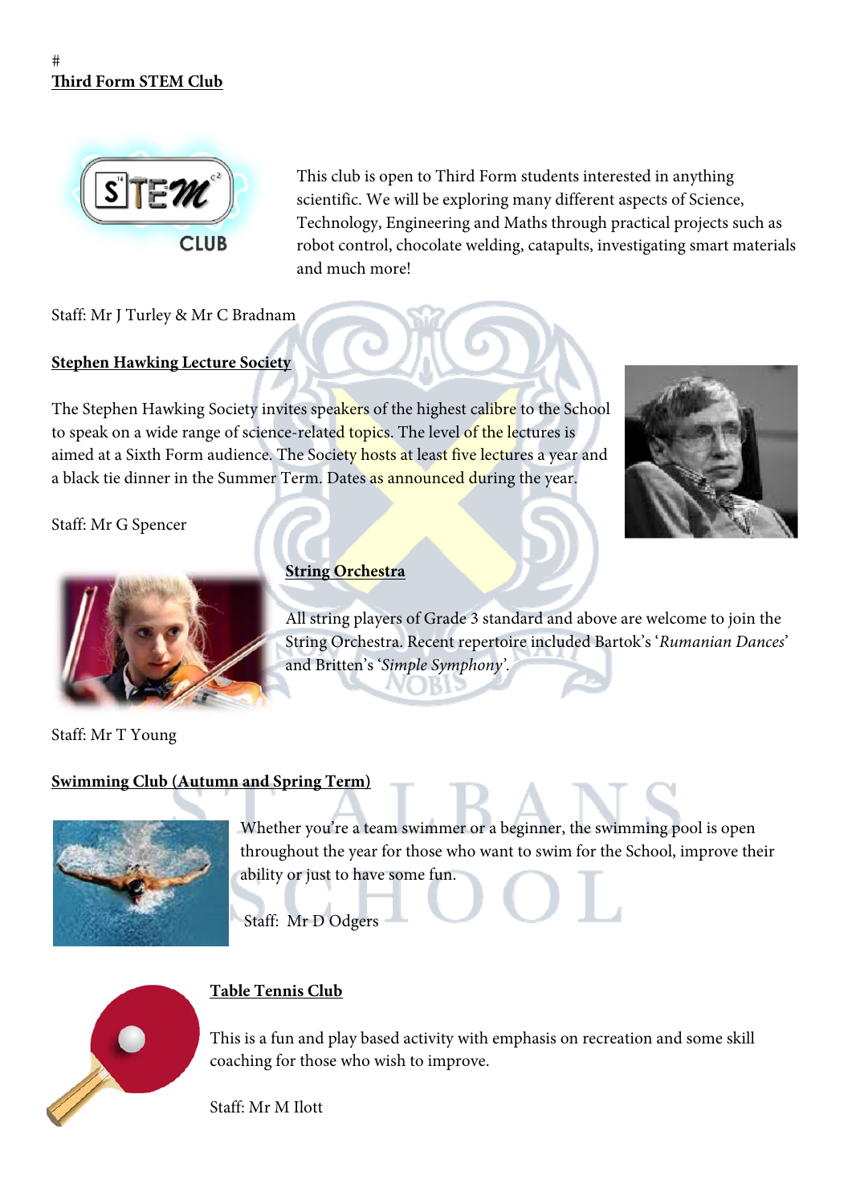#
**Third Form STEM Club**

This club is open to Third Form students interested in anything scientific. We will be exploring many different aspects of Science, Technology, Engineering and Maths through practical projects such as robot control, chocolate welding, catapults, investigating smart materials and much more!

Staff: Mr J Turley & Mr C Bradnam

**Stephen Hawking Lecture Society**

The Stephen Hawking Society invites speakers of the highest calibre to the School to speak on a wide range of science-related topics. The level of the lectures is aimed at a Sixth Form audience. The Society hosts at least five lectures a year and a black tie dinner in the Summer Term. Dates as announced during the year.

Staff: Mr G Spencer

**String Orchestra**

All string players of Grade 3 standard and above are welcome to join the String Orchestra. Recent repertoire included Bartok's '*Rumanian Dances*' and Britten's '*Simple Symphony*'.

Staff: Mr T Young

**Swimming Club (Autumn and Spring Term)**

Whether you're a team swimmer or a beginner, the swimming pool is open throughout the year for those who want to swim for the School, improve their ability or just to have some fun.

Staff: Mr D Odgers

**Table Tennis Club**

This is a fun and play based activity with emphasis on recreation and some skill coaching for those who wish to improve.

Staff: Mr M Ilott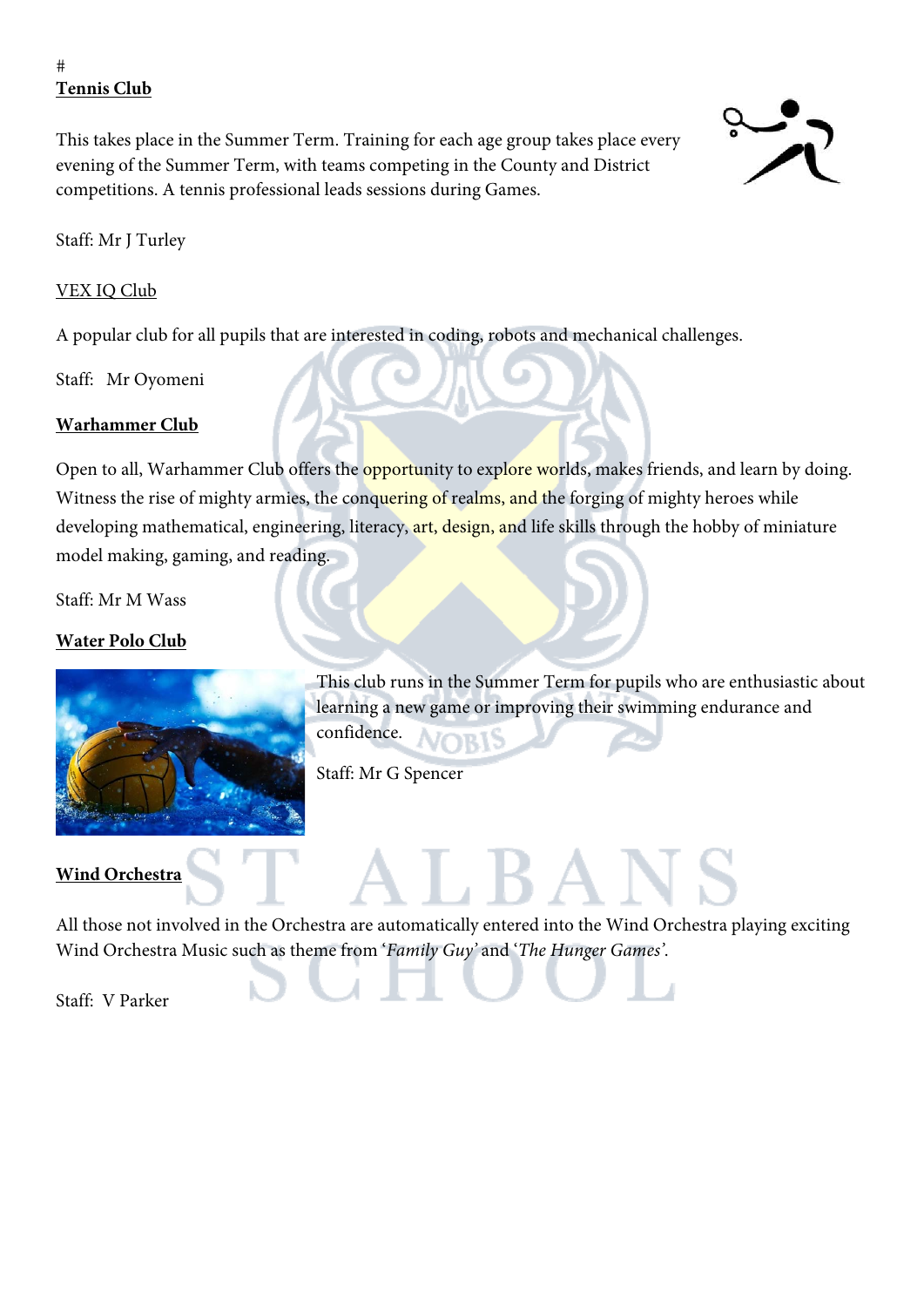#

**Tennis Club**

This takes place in the Summer Term. Training for each age group takes place every evening of the Summer Term, with teams competing in the County and District competitions. A tennis professional leads sessions during Games.

Staff: Mr J Turley

VEX IQ Club

A popular club for all pupils that are interested in coding, robots and mechanical challenges.

Staff: Mr Oyomeni

**Warhammer Club**

Open to all, Warhammer Club offers the opportunity to explore worlds, makes friends, and learn by doing. Witness the rise of mighty armies, the conquering of realms, and the forging of mighty heroes while developing mathematical, engineering, literacy, art, design, and life skills through the hobby of miniature model making, gaming, and reading.

Staff: Mr M Wass

**Water Polo Club**

This club runs in the Summer Term for pupils who are enthusiastic about learning a new game or improving their swimming endurance and confidence.

Staff: Mr G Spencer

**Wind Orchestra**

All those not involved in the Orchestra are automatically entered into the Wind Orchestra playing exciting Wind Orchestra Music such as theme from '*Family Guy*' and '*The Hunger Games*'.

Staff: V Parker